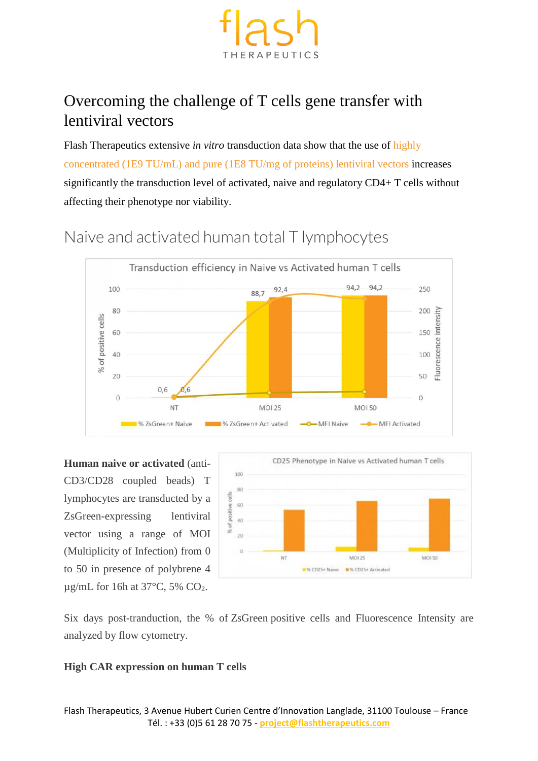flash
THERAPEUTICS

# Overcoming the challenge of T cells gene transfer with lentiviral vectors

Flash Therapeutics extensive *in vitro* transduction data show that the use of highly concentrated (1E9 TU/mL) and pure (1E8 TU/mg of proteins) lentiviral vectors increases significantly the transduction level of activated, naive and regulatory CD4+ T cells without affecting their phenotype nor viability.

## Naive and activated human total T lymphocytes

**Human naive or activated** (anti-CD3/CD28 coupled beads) T lymphocytes are transduced by a ZsGreen-expressing lentiviral vector using a range of MOI (Multiplicity of Infection) from 0 to 50 in presence of polybrene 4 µg/mL for 16h at 37°C, 5% $CO_2$.

Six days post-tranduction, the % of ZsGreen positive cells and Fluorescence Intensity are analyzed by flow cytometry.

**High CAR expression on human T cells**

Flash Therapeutics, 3 Avenue Hubert Curien Centre d'Innovation Langlade, 31100 Toulouse – France
Tél. : +33 (0)5 61 28 70 75 - project@flashtherapeutics.com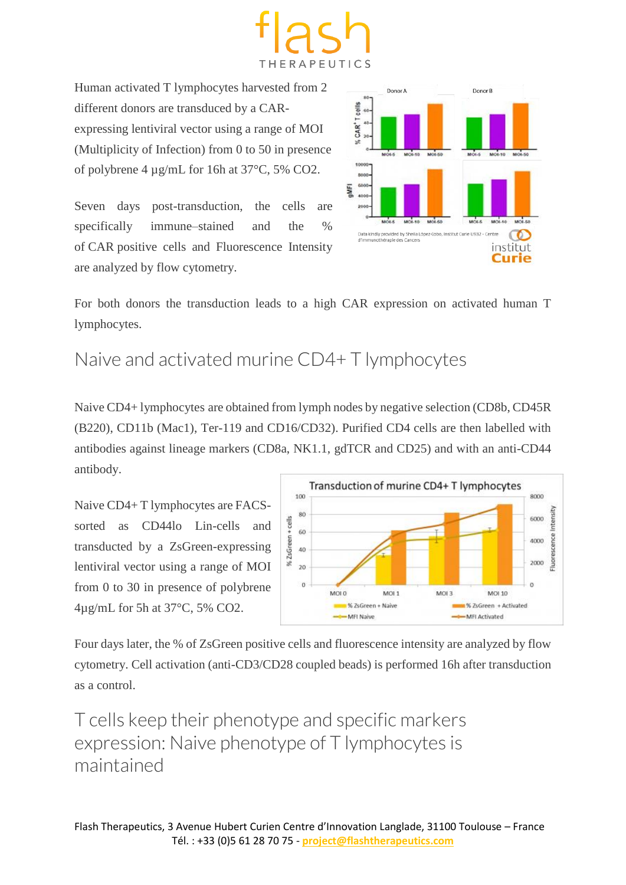Human activated T lymphocytes harvested from 2 different donors are transduced by a CAR-expressing lentiviral vector using a range of MOI (Multiplicity of Infection) from 0 to 50 in presence of polybrene 4 µg/mL for 16h at 37°C, 5% CO2.

Seven days post-transduction, the cells are specifically immune–stained and the % of CAR positive cells and Fluorescence Intensity are analyzed by flow cytometry.

For both donors the transduction leads to a high CAR expression on activated human T lymphocytes.

## Naive and activated murine CD4+ T lymphocytes

Naive CD4+ lymphocytes are obtained from lymph nodes by negative selection (CD8b, CD45R (B220), CD11b (Mac1), Ter-119 and CD16/CD32). Purified CD4 cells are then labelled with antibodies against lineage markers (CD8a, NK1.1, gdTCR and CD25) and with an anti-CD44 antibody.

Naive CD4+ T lymphocytes are FACS-sorted as CD44lo Lin-cells and transduced by a ZsGreen-expressing lentiviral vector using a range of MOI from 0 to 30 in presence of polybrene 4µg/mL for 5h at 37°C, 5% CO2.

Four days later, the % of ZsGreen positive cells and fluorescence intensity are analyzed by flow cytometry. Cell activation (anti-CD3/CD28 coupled beads) is performed 16h after transduction as a control.

## T cells keep their phenotype and specific markers expression: Naive phenotype of T lymphocytes is maintained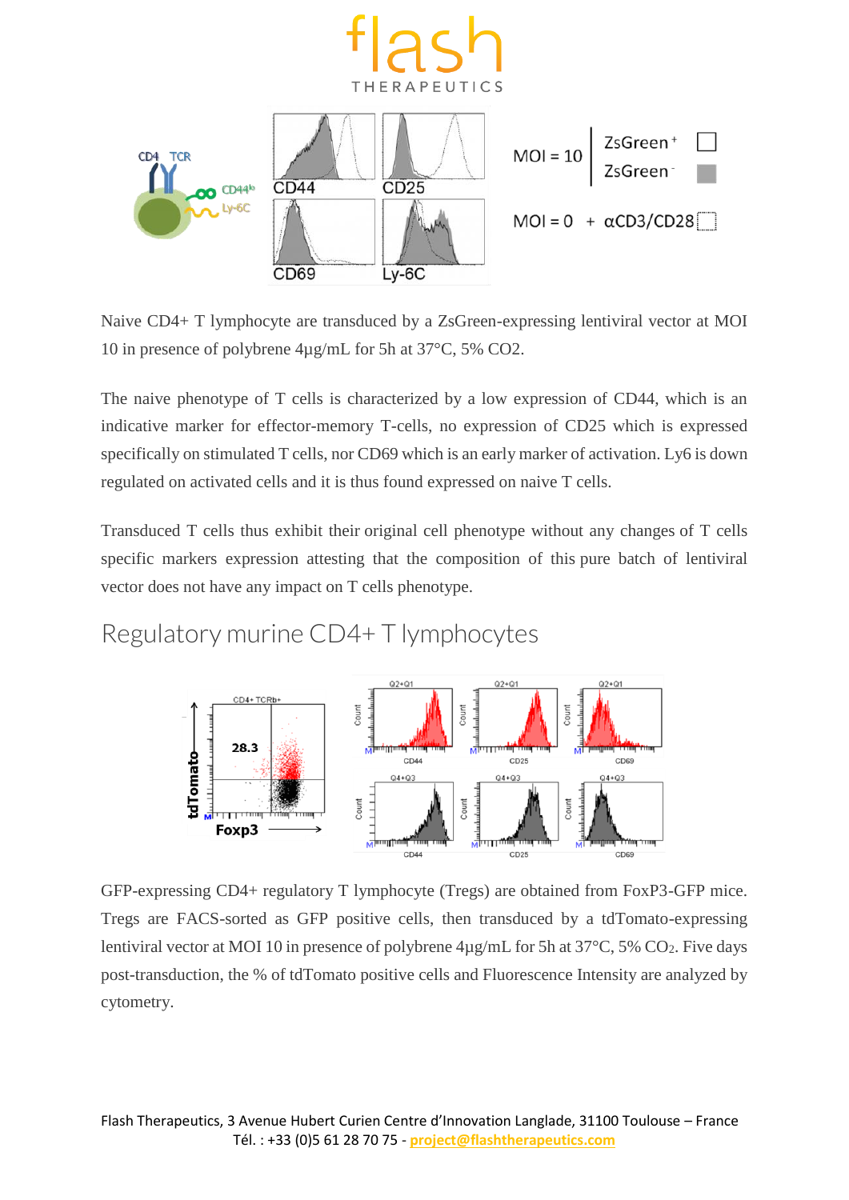Naive CD4+ T lymphocyte are transduced by a ZsGreen-expressing lentiviral vector at MOI 10 in presence of polybrene 4µg/mL for 5h at 37°C, 5% CO2.

The naive phenotype of T cells is characterized by a low expression of CD44, which is an indicative marker for effector-memory T-cells, no expression of CD25 which is expressed specifically on stimulated T cells, nor CD69 which is an early marker of activation. Ly6 is down regulated on activated cells and it is thus found expressed on naive T cells.

Transduced T cells thus exhibit their original cell phenotype without any changes of T cells specific markers expression attesting that the composition of this pure batch of lentiviral vector does not have any impact on T cells phenotype.

## Regulatory murine CD4+ T lymphocytes

GFP-expressing CD4+ regulatory T lymphocyte (Tregs) are obtained from FoxP3-GFP mice. Tregs are FACS-sorted as GFP positive cells, then transduced by a tdTomato-expressing lentiviral vector at MOI 10 in presence of polybrene 4µg/mL for 5h at 37°C, 5% $CO_2$. Five days post-transduction, the % of tdTomato positive cells and Fluorescence Intensity are analyzed by cytometry.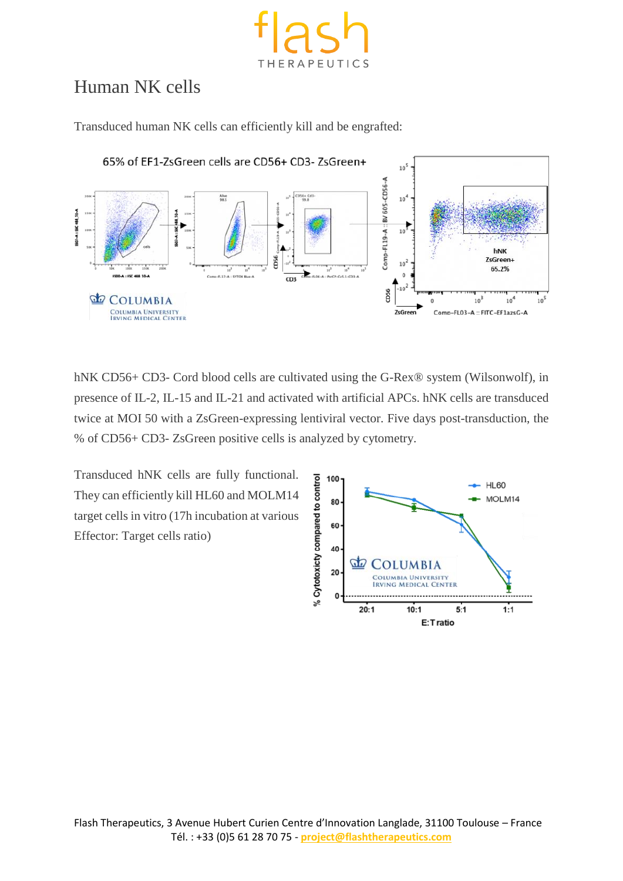# Human NK cells

Transduced human NK cells can efficiently kill and be engrafted:

65% of EF1-ZsGreen cells are CD56+ CD3- ZsGreen+

hNK CD56+ CD3- Cord blood cells are cultivated using the G-Rex® system (Wilsonwolf), in presence of IL-2, IL-15 and IL-21 and activated with artificial APCs. hNK cells are transduced twice at MOI 50 with a ZsGreen-expressing lentiviral vector. Five days post-transduction, the % of CD56+ CD3- ZsGreen positive cells is analyzed by cytometry.

Transduced hNK cells are fully functional. They can efficiently kill HL60 and MOLM14 target cells in vitro (17h incubation at various Effector: Target cells ratio)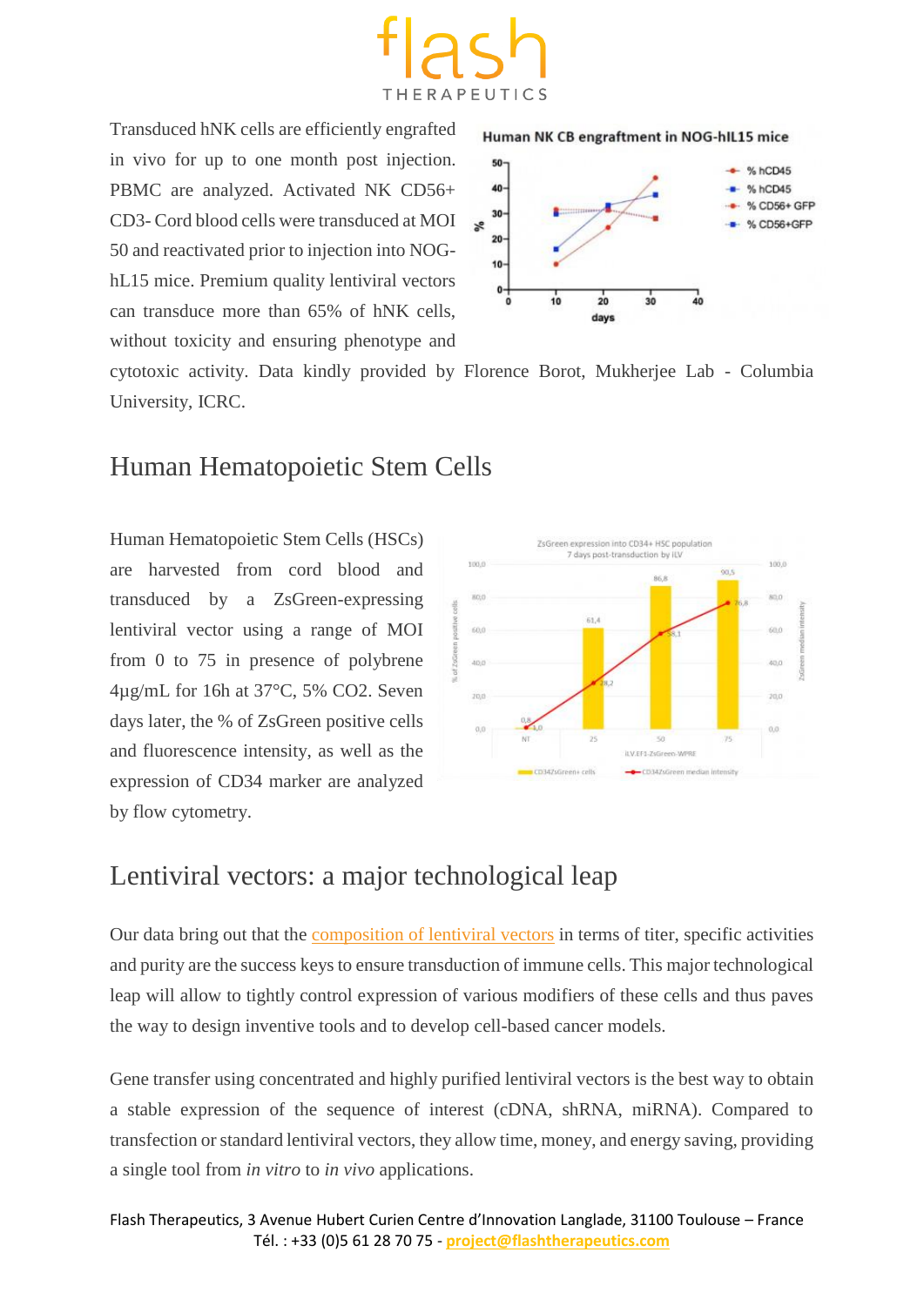Transduced hNK cells are efficiently engrafted in vivo for up to one month post injection. PBMC are analyzed. Activated NK CD56+ CD3- Cord blood cells were transduced at MOI 50 and reactivated prior to injection into NOG-hL15 mice. Premium quality lentiviral vectors can transduce more than 65% of hNK cells, without toxicity and ensuring phenotype and cytotoxic activity. Data kindly provided by Florence Borot, Mukherjee Lab - Columbia University, ICRC.

Human NK CB engraftment in NOG-hIL15 mice

50
40
30
20
10
0
%
0
10
20
30
40
days

% hCD45
% hCD45
% CD56+ GFP
% CD56+GFP

## Human Hematopoietic Stem Cells

Human Hematopoietic Stem Cells (HSCs) are harvested from cord blood and transduced by a ZsGreen-expressing lentiviral vector using a range of MOI from 0 to 75 in presence of polybrene 4µg/mL for 16h at 37°C, 5% CO2. Seven days later, the % of ZsGreen positive cells and fluorescence intensity, as well as the expression of CD34 marker are analyzed by flow cytometry.

ZsGreen expression into CD34+ HSC population
7 days post-transduction by iLV

% of ZsGreen positive cells
ZsGreen median intensity

100,0
80,0
60,0
40,0
20,0
0,0

0,8
1,0
61,4
28,2
86,8
58,1
90,5
76,8

NT
25
50
75
iLV.EF1-ZsGreen-WPRE

CD34ZsGreen+ cells
CD34ZsGreen median intensity

## Lentiviral vectors: a major technological leap

Our data bring out that the composition of lentiviral vectors in terms of titer, specific activities and purity are the success keys to ensure transduction of immune cells. This major technological leap will allow to tightly control expression of various modifiers of these cells and thus paves the way to design inventive tools and to develop cell-based cancer models.

Gene transfer using concentrated and highly purified lentiviral vectors is the best way to obtain a stable expression of the sequence of interest (cDNA, shRNA, miRNA). Compared to transfection or standard lentiviral vectors, they allow time, money, and energy saving, providing a single tool from *in vitro* to *in vivo* applications.

Flash Therapeutics, 3 Avenue Hubert Curien Centre d'Innovation Langlade, 31100 Toulouse – France
Tél. : +33 (0)5 61 28 70 75 - project@flashtherapeutics.com